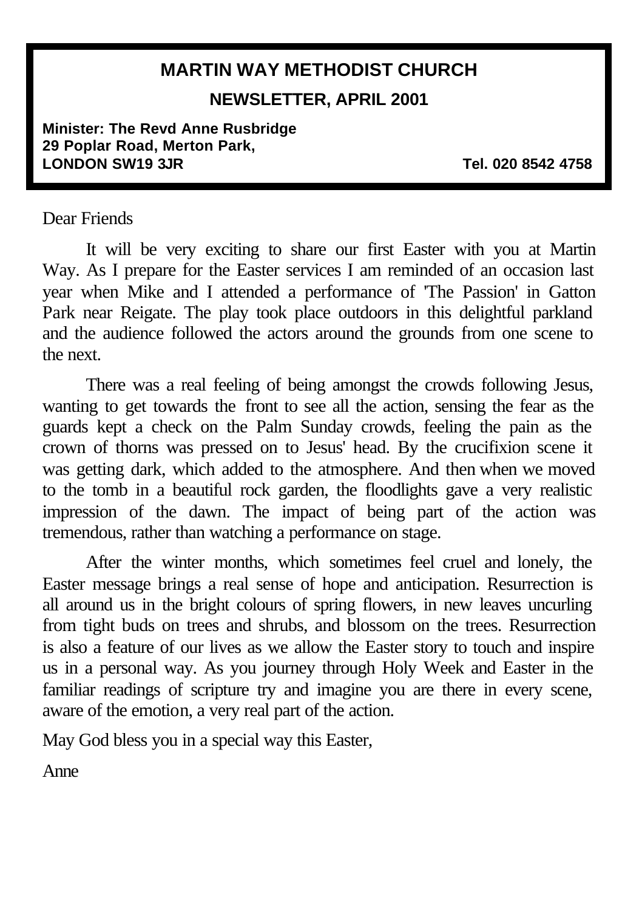# MARTIN WAY METHODIST CHURCH

## NEWSLETTER, APRIL 2001

**Minister: The Revd Anne Rusbridge**
**29 Poplar Road, Merton Park,**
**LONDON SW19 3JR** **Tel. 020 8542 4758**

Dear Friends

It will be very exciting to share our first Easter with you at Martin Way. As I prepare for the Easter services I am reminded of an occasion last year when Mike and I attended a performance of 'The Passion' in Gatton Park near Reigate. The play took place outdoors in this delightful parkland and the audience followed the actors around the grounds from one scene to the next.

There was a real feeling of being amongst the crowds following Jesus, wanting to get towards the front to see all the action, sensing the fear as the guards kept a check on the Palm Sunday crowds, feeling the pain as the crown of thorns was pressed on to Jesus' head. By the crucifixion scene it was getting dark, which added to the atmosphere. And then when we moved to the tomb in a beautiful rock garden, the floodlights gave a very realistic impression of the dawn. The impact of being part of the action was tremendous, rather than watching a performance on stage.

After the winter months, which sometimes feel cruel and lonely, the Easter message brings a real sense of hope and anticipation. Resurrection is all around us in the bright colours of spring flowers, in new leaves uncurling from tight buds on trees and shrubs, and blossom on the trees. Resurrection is also a feature of our lives as we allow the Easter story to touch and inspire us in a personal way. As you journey through Holy Week and Easter in the familiar readings of scripture try and imagine you are there in every scene, aware of the emotion, a very real part of the action.

May God bless you in a special way this Easter,

Anne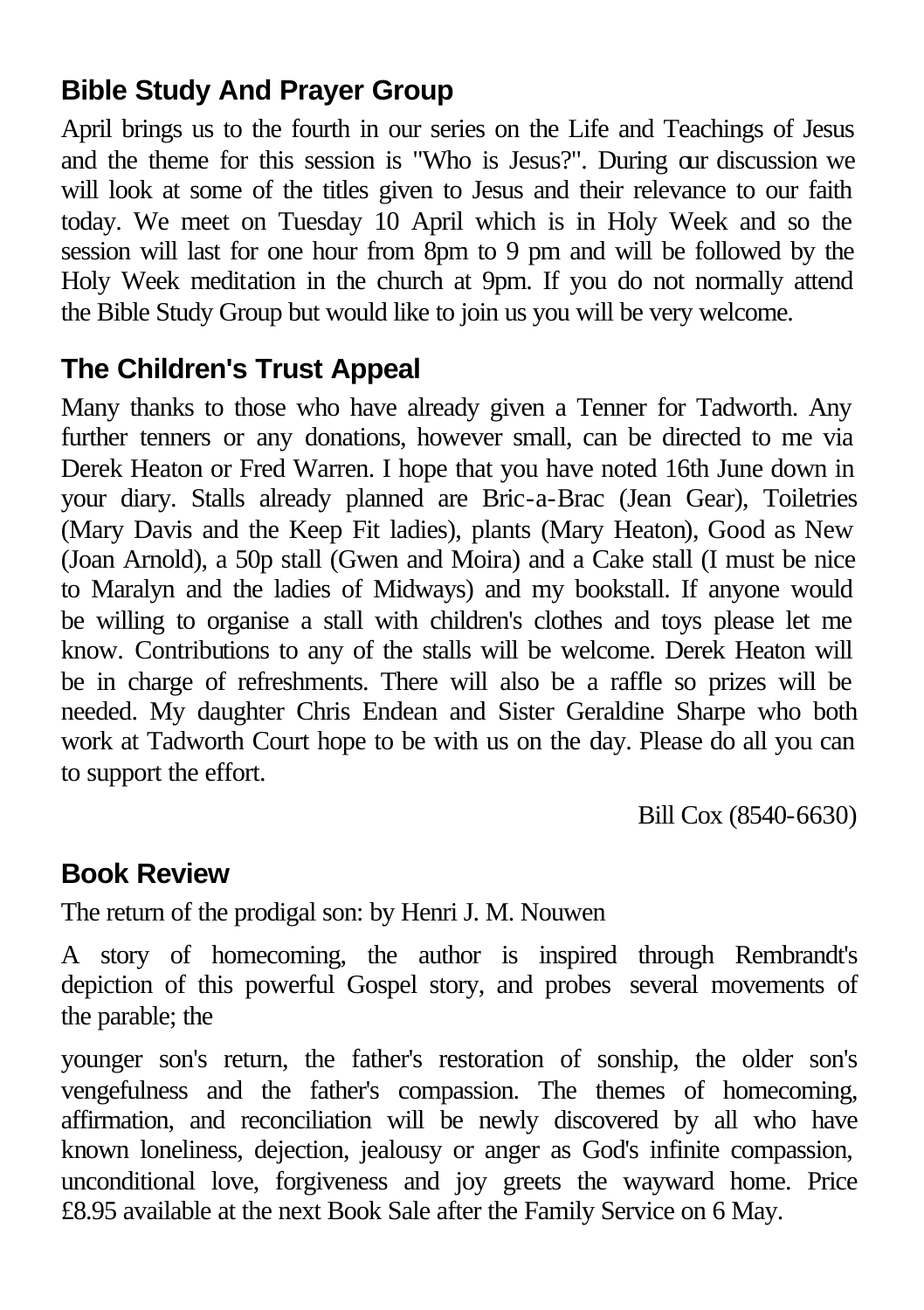## Bible Study And Prayer Group

April brings us to the fourth in our series on the Life and Teachings of Jesus and the theme for this session is "Who is Jesus?". During our discussion we will look at some of the titles given to Jesus and their relevance to our faith today. We meet on Tuesday 10 April which is in Holy Week and so the session will last for one hour from 8pm to 9 pm and will be followed by the Holy Week meditation in the church at 9pm. If you do not normally attend the Bible Study Group but would like to join us you will be very welcome.

## The Children's Trust Appeal

Many thanks to those who have already given a Tenner for Tadworth. Any further tenners or any donations, however small, can be directed to me via Derek Heaton or Fred Warren. I hope that you have noted 16th June down in your diary. Stalls already planned are Bric-a-Brac (Jean Gear), Toiletries (Mary Davis and the Keep Fit ladies), plants (Mary Heaton), Good as New (Joan Arnold), a 50p stall (Gwen and Moira) and a Cake stall (I must be nice to Maralyn and the ladies of Midways) and my bookstall. If anyone would be willing to organise a stall with children's clothes and toys please let me know. Contributions to any of the stalls will be welcome. Derek Heaton will be in charge of refreshments. There will also be a raffle so prizes will be needed. My daughter Chris Endean and Sister Geraldine Sharpe who both work at Tadworth Court hope to be with us on the day. Please do all you can to support the effort.

Bill Cox (8540-6630)

## Book Review

The return of the prodigal son: by Henri J. M. Nouwen

A story of homecoming, the author is inspired through Rembrandt's depiction of this powerful Gospel story, and probes several movements of the parable; the

younger son's return, the father's restoration of sonship, the older son's vengefulness and the father's compassion. The themes of homecoming, affirmation, and reconciliation will be newly discovered by all who have known loneliness, dejection, jealousy or anger as God's infinite compassion, unconditional love, forgiveness and joy greets the wayward home. Price £8.95 available at the next Book Sale after the Family Service on 6 May.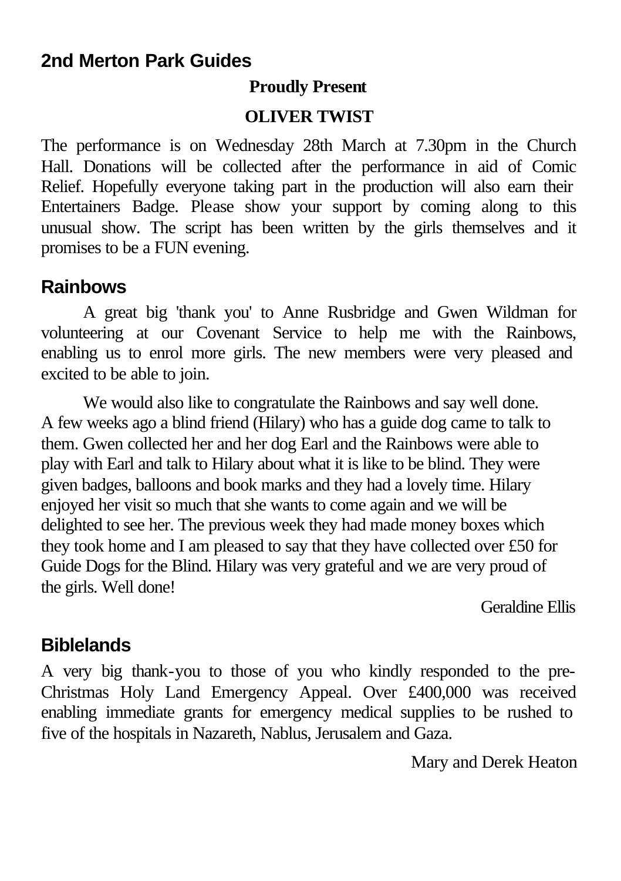## 2nd Merton Park Guides

**Proudly Present**

**OLIVER TWIST**

The performance is on Wednesday 28th March at 7.30pm in the Church Hall. Donations will be collected after the performance in aid of Comic Relief. Hopefully everyone taking part in the production will also earn their Entertainers Badge. Please show your support by coming along to this unusual show. The script has been written by the girls themselves and it promises to be a FUN evening.

## Rainbows

A great big 'thank you' to Anne Rusbridge and Gwen Wildman for volunteering at our Covenant Service to help me with the Rainbows, enabling us to enrol more girls. The new members were very pleased and excited to be able to join.

We would also like to congratulate the Rainbows and say well done. A few weeks ago a blind friend (Hilary) who has a guide dog came to talk to them. Gwen collected her and her dog Earl and the Rainbows were able to play with Earl and talk to Hilary about what it is like to be blind. They were given badges, balloons and book marks and they had a lovely time. Hilary enjoyed her visit so much that she wants to come again and we will be delighted to see her. The previous week they had made money boxes which they took home and I am pleased to say that they have collected over £50 for Guide Dogs for the Blind. Hilary was very grateful and we are very proud of the girls. Well done!

Geraldine Ellis

## Biblelands

A very big thank-you to those of you who kindly responded to the pre-Christmas Holy Land Emergency Appeal. Over £400,000 was received enabling immediate grants for emergency medical supplies to be rushed to five of the hospitals in Nazareth, Nablus, Jerusalem and Gaza.

Mary and Derek Heaton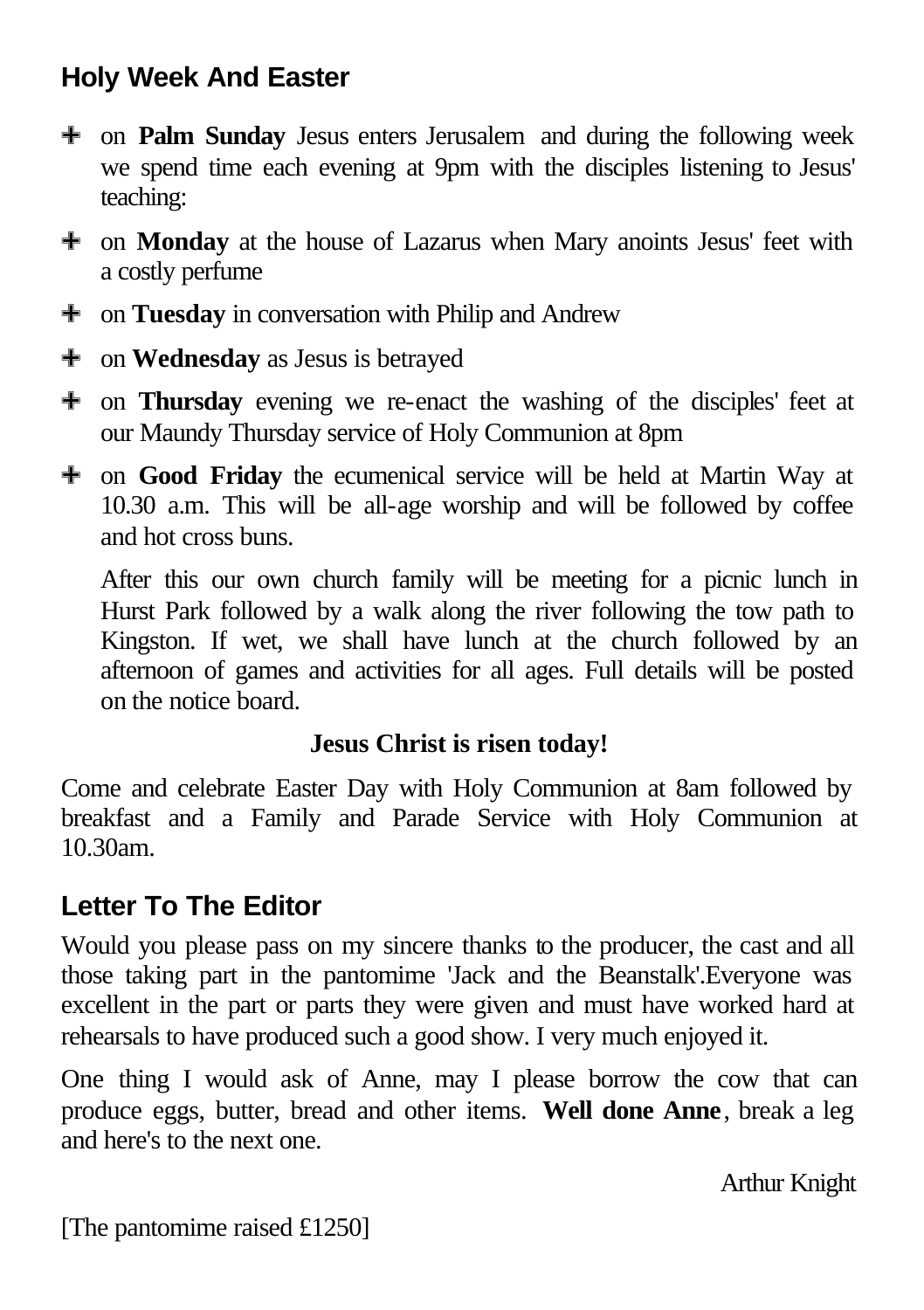## Holy Week And Easter

- on **Palm Sunday** Jesus enters Jerusalem and during the following week we spend time each evening at 9pm with the disciples listening to Jesus' teaching:
- on **Monday** at the house of Lazarus when Mary anoints Jesus' feet with a costly perfume
- on **Tuesday** in conversation with Philip and Andrew
- on **Wednesday** as Jesus is betrayed
- on **Thursday** evening we re-enact the washing of the disciples' feet at our Maundy Thursday service of Holy Communion at 8pm
- on **Good Friday** the ecumenical service will be held at Martin Way at 10.30 a.m. This will be all-age worship and will be followed by coffee and hot cross buns.

  After this our own church family will be meeting for a picnic lunch in Hurst Park followed by a walk along the river following the tow path to Kingston. If wet, we shall have lunch at the church followed by an afternoon of games and activities for all ages. Full details will be posted on the notice board.

**Jesus Christ is risen today!**

Come and celebrate Easter Day with Holy Communion at 8am followed by breakfast and a Family and Parade Service with Holy Communion at 10.30am.

## Letter To The Editor

Would you please pass on my sincere thanks to the producer, the cast and all those taking part in the pantomime 'Jack and the Beanstalk'.Everyone was excellent in the part or parts they were given and must have worked hard at rehearsals to have produced such a good show. I very much enjoyed it.

One thing I would ask of Anne, may I please borrow the cow that can produce eggs, butter, bread and other items. **Well done Anne**, break a leg and here's to the next one.

Arthur Knight

[The pantomime raised £1250]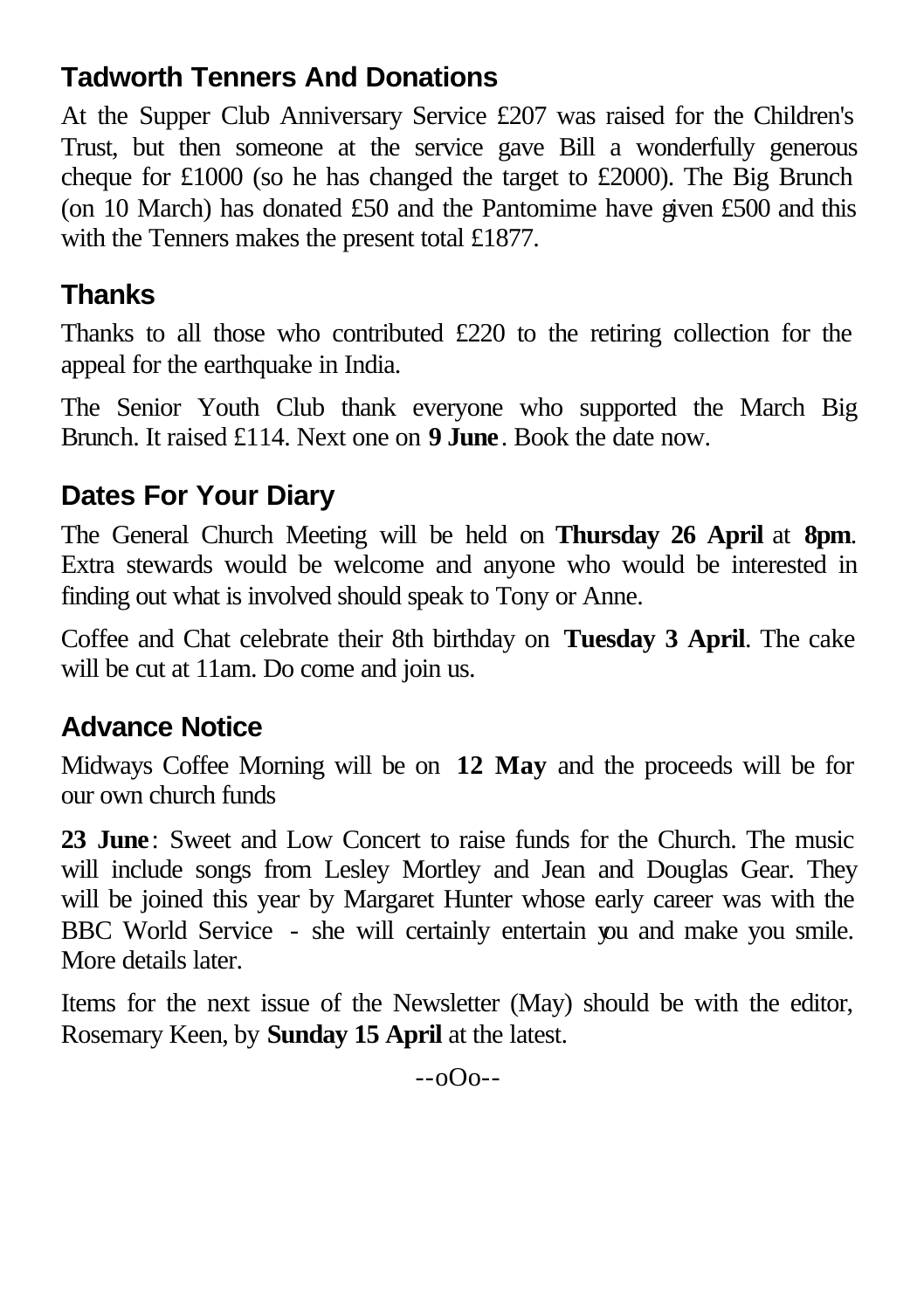## Tadworth Tenners And Donations

At the Supper Club Anniversary Service £207 was raised for the Children's Trust, but then someone at the service gave Bill a wonderfully generous cheque for £1000 (so he has changed the target to £2000). The Big Brunch (on 10 March) has donated £50 and the Pantomime have given £500 and this with the Tenners makes the present total £1877.

## Thanks

Thanks to all those who contributed £220 to the retiring collection for the appeal for the earthquake in India.

The Senior Youth Club thank everyone who supported the March Big Brunch. It raised £114. Next one on **9 June**. Book the date now.

## Dates For Your Diary

The General Church Meeting will be held on **Thursday 26 April** at **8pm**. Extra stewards would be welcome and anyone who would be interested in finding out what is involved should speak to Tony or Anne.

Coffee and Chat celebrate their 8th birthday on **Tuesday 3 April**. The cake will be cut at 11am. Do come and join us.

## Advance Notice

Midways Coffee Morning will be on **12 May** and the proceeds will be for our own church funds

**23 June**: Sweet and Low Concert to raise funds for the Church. The music will include songs from Lesley Mortley and Jean and Douglas Gear. They will be joined this year by Margaret Hunter whose early career was with the BBC World Service - she will certainly entertain you and make you smile. More details later.

Items for the next issue of the Newsletter (May) should be with the editor, Rosemary Keen, by **Sunday 15 April** at the latest.

--oOo--